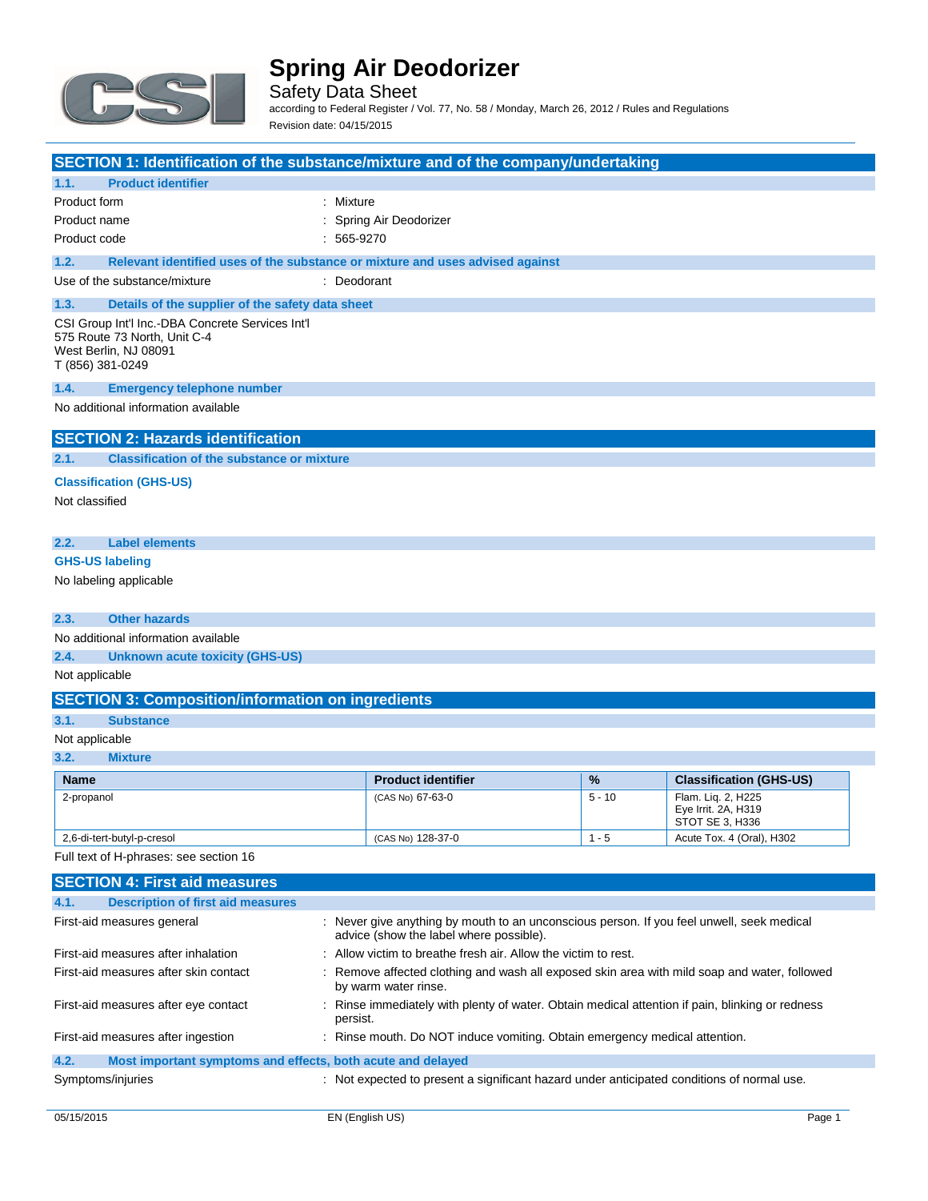# Spring Air Deodorizer

Safety Data Sheet

according to Federal Register / Vol. 77, No. 58 / Monday, March 26, 2012 / Rules and Regulations

Revision date: 04/15/2015

## SECTION 1: Identification of the substance/mixture and of the company/undertaking

### 1.1. Product identifier

| | |
|---|---|
| Product form | : Mixture |
| Product name | : Spring Air Deodorizer |
| Product code | : 565-9270 |

### 1.2. Relevant identified uses of the substance or mixture and uses advised against

| | |
|---|---|
| Use of the substance/mixture | : Deodorant |

### 1.3. Details of the supplier of the safety data sheet

CSI Group Int'l Inc.-DBA Concrete Services Int'l
575 Route 73 North, Unit C-4
West Berlin, NJ 08091
T (856) 381-0249

### 1.4. Emergency telephone number

No additional information available

## SECTION 2: Hazards identification

### 2.1. Classification of the substance or mixture

**Classification (GHS-US)**

Not classified

### 2.2. Label elements

**GHS-US labeling**

No labeling applicable

### 2.3. Other hazards

No additional information available

### 2.4. Unknown acute toxicity (GHS-US)

Not applicable

## SECTION 3: Composition/information on ingredients

### 3.1. Substance

Not applicable

### 3.2. Mixture

| Name | Product identifier | % | Classification (GHS-US) |
|---|---|---|---|
| 2-propanol | (CAS No) 67-63-0 | 5 - 10 | Flam. Liq. 2, H225<br>Eye Irrit. 2A, H319<br>STOT SE 3, H336 |
| 2,6-di-tert-butyl-p-cresol | (CAS No) 128-37-0 | 1 - 5 | Acute Tox. 4 (Oral), H302 |

Full text of H-phrases: see section 16

## SECTION 4: First aid measures

### 4.1. Description of first aid measures

| | |
|---|---|
| First-aid measures general | : Never give anything by mouth to an unconscious person. If you feel unwell, seek medical advice (show the label where possible). |
| First-aid measures after inhalation | : Allow victim to breathe fresh air. Allow the victim to rest. |
| First-aid measures after skin contact | : Remove affected clothing and wash all exposed skin area with mild soap and water, followed by warm water rinse. |
| First-aid measures after eye contact | : Rinse immediately with plenty of water. Obtain medical attention if pain, blinking or redness persist. |
| First-aid measures after ingestion | : Rinse mouth. Do NOT induce vomiting. Obtain emergency medical attention. |

### 4.2. Most important symptoms and effects, both acute and delayed

| | |
|---|---|
| Symptoms/injuries | : Not expected to present a significant hazard under anticipated conditions of normal use. |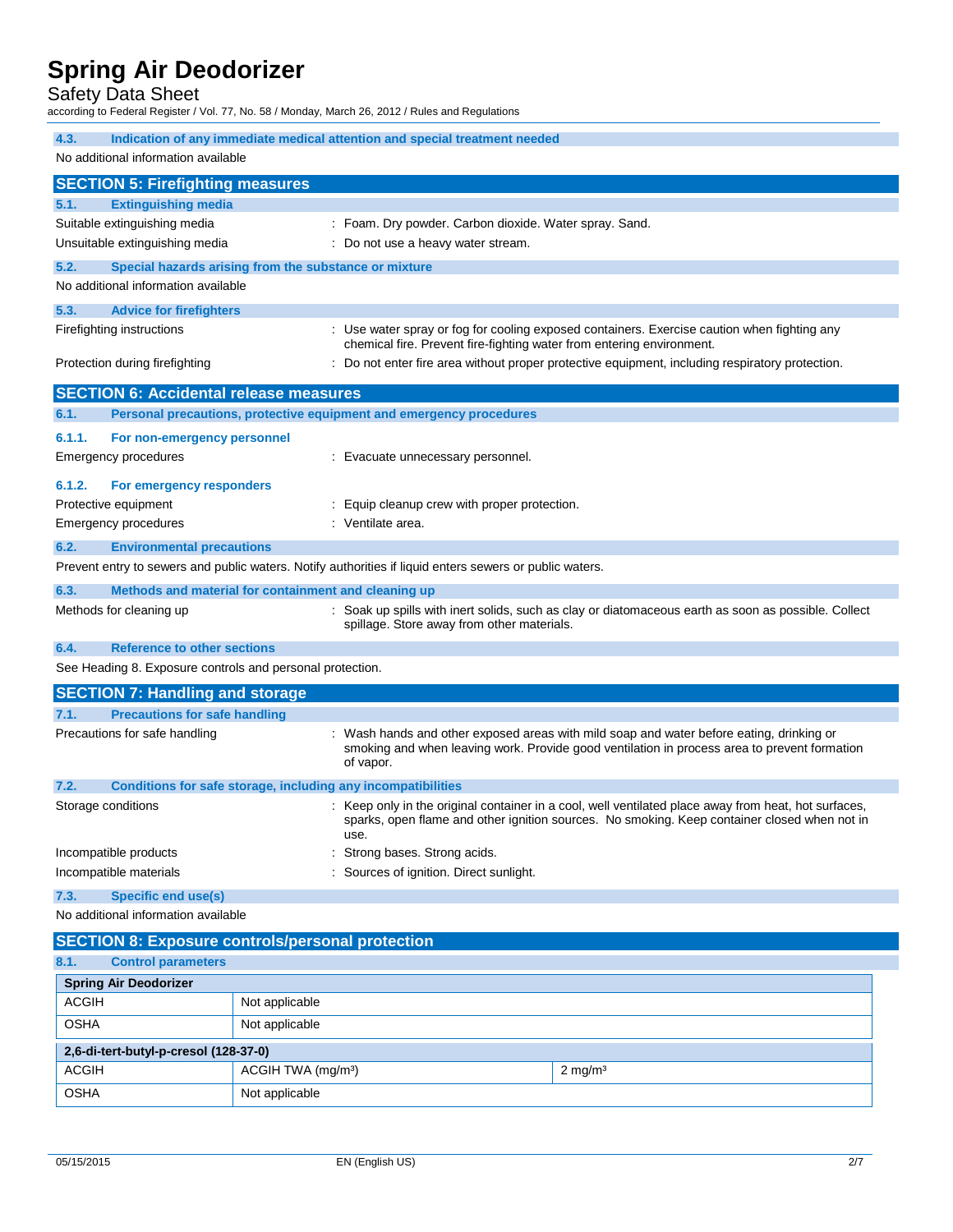### 4.3. Indication of any immediate medical attention and special treatment needed

No additional information available

## SECTION 5: Firefighting measures

### 5.1. Extinguishing media

Suitable extinguishing media : Foam. Dry powder. Carbon dioxide. Water spray. Sand.

Unsuitable extinguishing media : Do not use a heavy water stream.

### 5.2. Special hazards arising from the substance or mixture

No additional information available

### 5.3. Advice for firefighters

Firefighting instructions : Use water spray or fog for cooling exposed containers. Exercise caution when fighting any chemical fire. Prevent fire-fighting water from entering environment.

Protection during firefighting : Do not enter fire area without proper protective equipment, including respiratory protection.

## SECTION 6: Accidental release measures

### 6.1. Personal precautions, protective equipment and emergency procedures

#### 6.1.1. For non-emergency personnel

Emergency procedures : Evacuate unnecessary personnel.

#### 6.1.2. For emergency responders

Protective equipment : Equip cleanup crew with proper protection.

Emergency procedures : Ventilate area.

### 6.2. Environmental precautions

Prevent entry to sewers and public waters. Notify authorities if liquid enters sewers or public waters.

### 6.3. Methods and material for containment and cleaning up

Methods for cleaning up : Soak up spills with inert solids, such as clay or diatomaceous earth as soon as possible. Collect spillage. Store away from other materials.

### 6.4. Reference to other sections

See Heading 8. Exposure controls and personal protection.

## SECTION 7: Handling and storage

### 7.1. Precautions for safe handling

Precautions for safe handling : Wash hands and other exposed areas with mild soap and water before eating, drinking or smoking and when leaving work. Provide good ventilation in process area to prevent formation of vapor.

### 7.2. Conditions for safe storage, including any incompatibilities

Storage conditions : Keep only in the original container in a cool, well ventilated place away from heat, hot surfaces, sparks, open flame and other ignition sources. No smoking. Keep container closed when not in use.

Incompatible products : Strong bases. Strong acids.

Incompatible materials : Sources of ignition. Direct sunlight.

### 7.3. Specific end use(s)

No additional information available

## SECTION 8: Exposure controls/personal protection

### 8.1. Control parameters

| **Spring Air Deodorizer** | | |
|---|---|---|
| ACGIH | Not applicable | |
| OSHA | Not applicable | |
| **2,6-di-tert-butyl-p-cresol (128-37-0)** | | |
| ACGIH | ACGIH TWA (mg/m³) | 2 mg/m³ |
| OSHA | Not applicable | |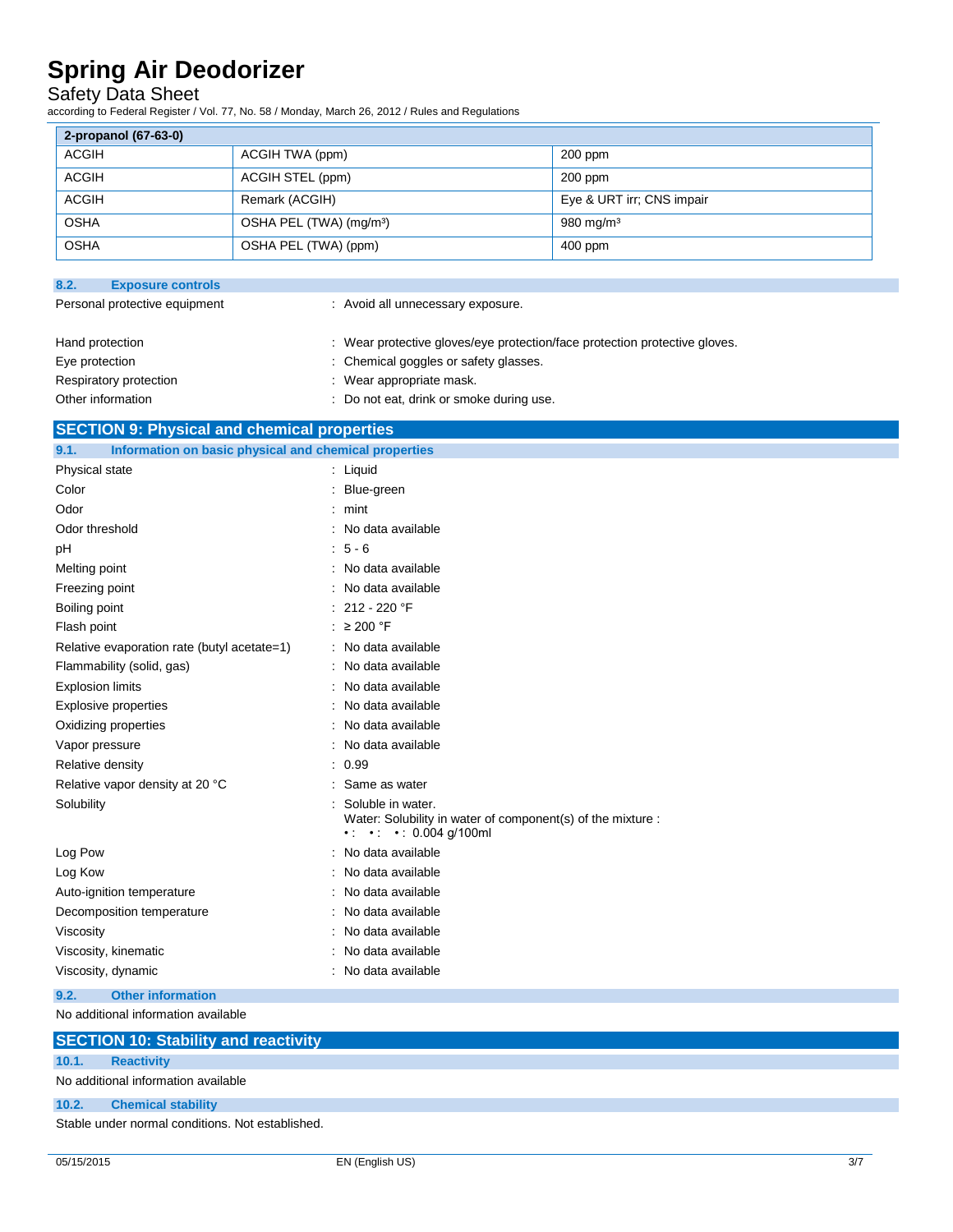| 2-propanol (67-63-0) | | |
|---|---|---|
| ACGIH | ACGIH TWA (ppm) | 200 ppm |
| ACGIH | ACGIH STEL (ppm) | 200 ppm |
| ACGIH | Remark (ACGIH) | Eye & URT irr; CNS impair |
| OSHA | OSHA PEL (TWA) (mg/m³) | 980 mg/m³ |
| OSHA | OSHA PEL (TWA) (ppm) | 400 ppm |

### 8.2. Exposure controls

Personal protective equipment : Avoid all unnecessary exposure.

Hand protection : Wear protective gloves/eye protection/face protection protective gloves.

Eye protection : Chemical goggles or safety glasses.

Respiratory protection : Wear appropriate mask.

Other information : Do not eat, drink or smoke during use.

## SECTION 9: Physical and chemical properties

### 9.1. Information on basic physical and chemical properties

| | |
|---|---|
| Physical state | : Liquid |
| Color | : Blue-green |
| Odor | : mint |
| Odor threshold | : No data available |
| pH | : 5 - 6 |
| Melting point | : No data available |
| Freezing point | : No data available |
| Boiling point | : 212 - 220 °F |
| Flash point | : ≥ 200 °F |
| Relative evaporation rate (butyl acetate=1) | : No data available |
| Flammability (solid, gas) | : No data available |
| Explosion limits | : No data available |
| Explosive properties | : No data available |
| Oxidizing properties | : No data available |
| Vapor pressure | : No data available |
| Relative density | : 0.99 |
| Relative vapor density at 20 °C | : Same as water |
| Solubility | : Soluble in water.<br>Water: Solubility in water of component(s) of the mixture :<br>• : • : • : 0.004 g/100ml |
| Log Pow | : No data available |
| Log Kow | : No data available |
| Auto-ignition temperature | : No data available |
| Decomposition temperature | : No data available |
| Viscosity | : No data available |
| Viscosity, kinematic | : No data available |
| Viscosity, dynamic | : No data available |

### 9.2. Other information

No additional information available

## SECTION 10: Stability and reactivity

### 10.1. Reactivity

No additional information available

### 10.2. Chemical stability

Stable under normal conditions. Not established.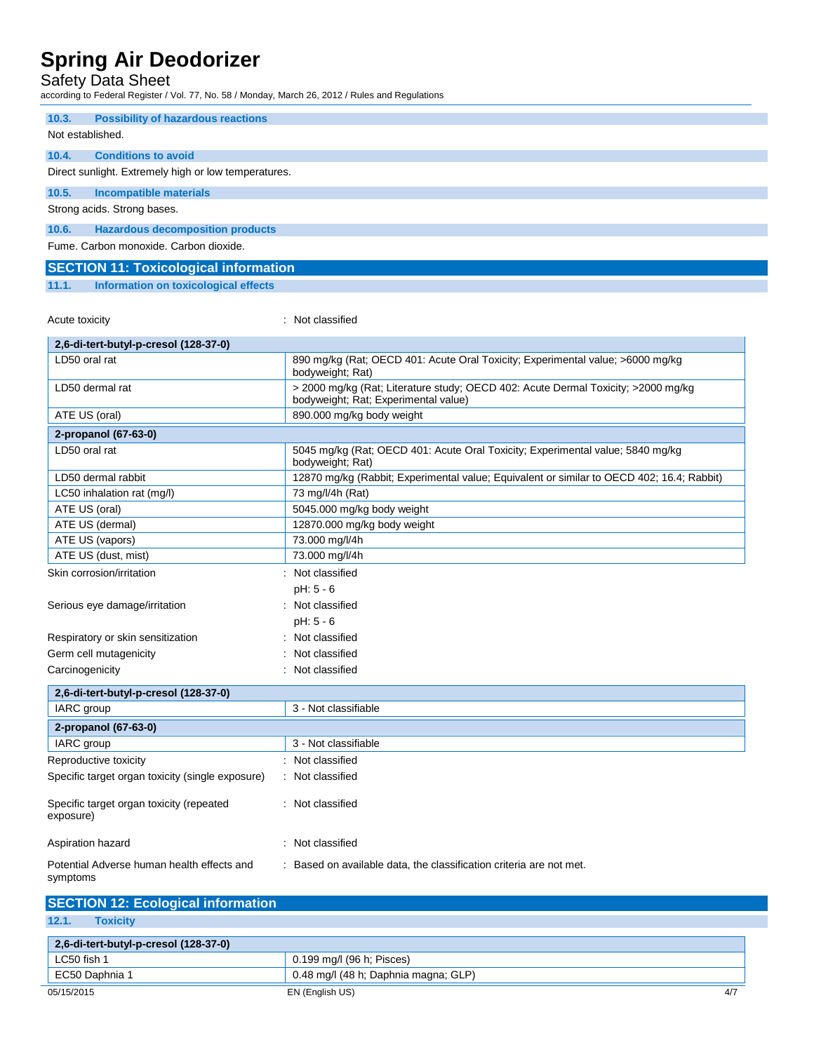### 10.3. Possibility of hazardous reactions

Not established.

### 10.4. Conditions to avoid

Direct sunlight. Extremely high or low temperatures.

### 10.5. Incompatible materials

Strong acids. Strong bases.

### 10.6. Hazardous decomposition products

Fume. Carbon monoxide. Carbon dioxide.

## SECTION 11: Toxicological information

### 11.1. Information on toxicological effects

Acute toxicity : Not classified

| 2,6-di-tert-butyl-p-cresol (128-37-0) | |
|---|---|
| LD50 oral rat | 890 mg/kg (Rat; OECD 401: Acute Oral Toxicity; Experimental value; >6000 mg/kg bodyweight; Rat) |
| LD50 dermal rat | > 2000 mg/kg (Rat; Literature study; OECD 402: Acute Dermal Toxicity; >2000 mg/kg bodyweight; Rat; Experimental value) |
| ATE US (oral) | 890.000 mg/kg body weight |
| **2-propanol (67-63-0)** | |
| LD50 oral rat | 5045 mg/kg (Rat; OECD 401: Acute Oral Toxicity; Experimental value; 5840 mg/kg bodyweight; Rat) |
| LD50 dermal rabbit | 12870 mg/kg (Rabbit; Experimental value; Equivalent or similar to OECD 402; 16.4; Rabbit) |
| LC50 inhalation rat (mg/l) | 73 mg/l/4h (Rat) |
| ATE US (oral) | 5045.000 mg/kg body weight |
| ATE US (dermal) | 12870.000 mg/kg body weight |
| ATE US (vapors) | 73.000 mg/l/4h |
| ATE US (dust, mist) | 73.000 mg/l/4h |

Skin corrosion/irritation : Not classified

pH: 5 - 6

Serious eye damage/irritation : Not classified

pH: 5 - 6

Respiratory or skin sensitization : Not classified

Germ cell mutagenicity : Not classified

Carcinogenicity : Not classified

| 2,6-di-tert-butyl-p-cresol (128-37-0) | |
|---|---|
| IARC group | 3 - Not classifiable |
| **2-propanol (67-63-0)** | |
| IARC group | 3 - Not classifiable |

Reproductive toxicity : Not classified

Specific target organ toxicity (single exposure) : Not classified

Specific target organ toxicity (repeated exposure) : Not classified

Aspiration hazard : Not classified

Potential Adverse human health effects and symptoms : Based on available data, the classification criteria are not met.

## SECTION 12: Ecological information

### 12.1. Toxicity

| 2,6-di-tert-butyl-p-cresol (128-37-0) | |
|---|---|
| LC50 fish 1 | 0.199 mg/l (96 h; Pisces) |
| EC50 Daphnia 1 | 0.48 mg/l (48 h; Daphnia magna; GLP) |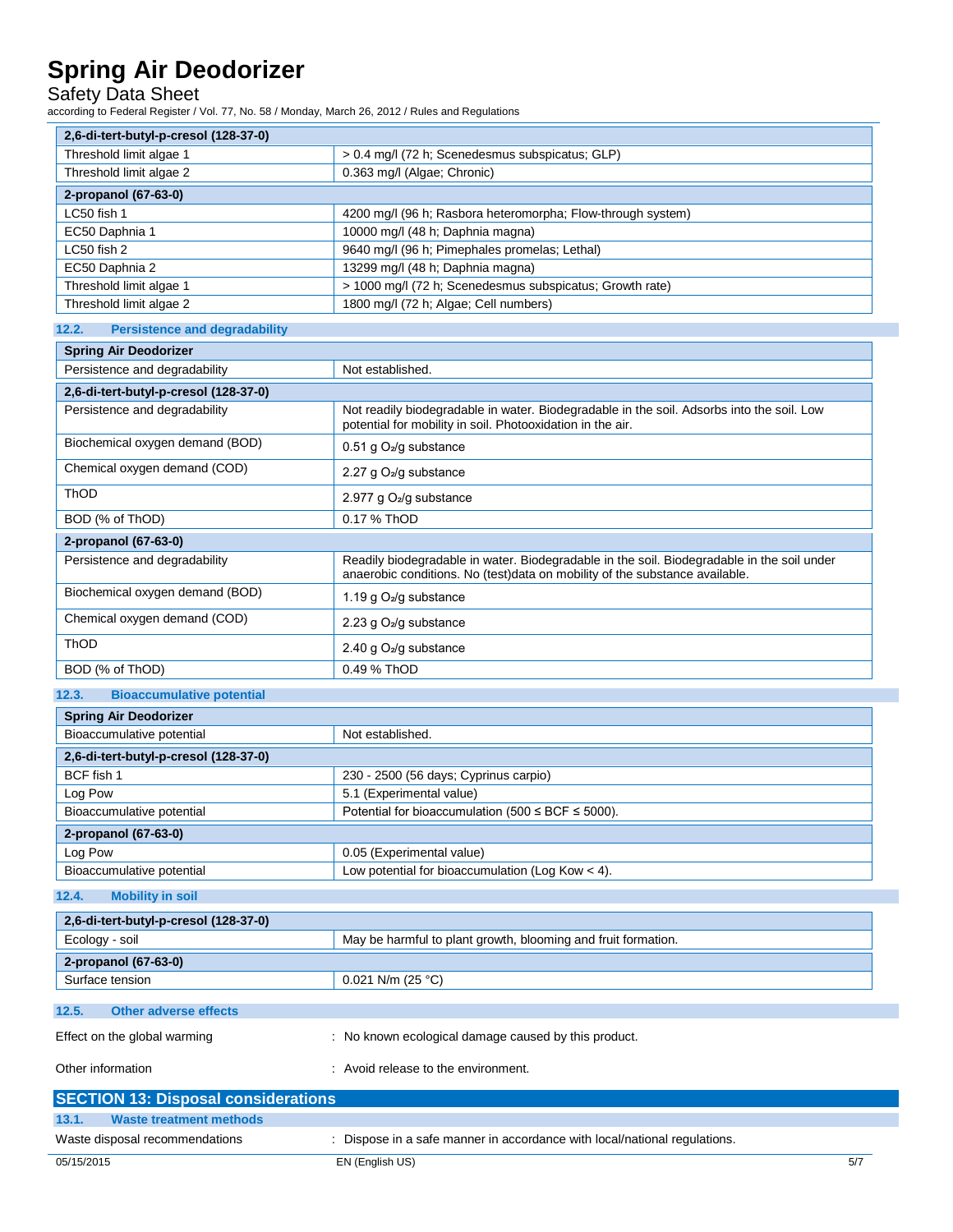| 2,6-di-tert-butyl-p-cresol (128-37-0) | |
|---|---|
| Threshold limit algae 1 | > 0.4 mg/l (72 h; Scenedesmus subspicatus; GLP) |
| Threshold limit algae 2 | 0.363 mg/l (Algae; Chronic) |

| 2-propanol (67-63-0) | |
|---|---|
| LC50 fish 1 | 4200 mg/l (96 h; Rasbora heteromorpha; Flow-through system) |
| EC50 Daphnia 1 | 10000 mg/l (48 h; Daphnia magna) |
| LC50 fish 2 | 9640 mg/l (96 h; Pimephales promelas; Lethal) |
| EC50 Daphnia 2 | 13299 mg/l (48 h; Daphnia magna) |
| Threshold limit algae 1 | > 1000 mg/l (72 h; Scenedesmus subspicatus; Growth rate) |
| Threshold limit algae 2 | 1800 mg/l (72 h; Algae; Cell numbers) |

### 12.2. Persistence and degradability

| Spring Air Deodorizer | |
|---|---|
| Persistence and degradability | Not established. |

| 2,6-di-tert-butyl-p-cresol (128-37-0) | |
|---|---|
| Persistence and degradability | Not readily biodegradable in water. Biodegradable in the soil. Adsorbs into the soil. Low potential for mobility in soil. Photooxidation in the air. |
| Biochemical oxygen demand (BOD) | 0.51 g $O_2$/g substance |
| Chemical oxygen demand (COD) | 2.27 g $O_2$/g substance |
| ThOD | 2.977 g $O_2$/g substance |
| BOD (% of ThOD) | 0.17 % ThOD |

| 2-propanol (67-63-0) | |
|---|---|
| Persistence and degradability | Readily biodegradable in water. Biodegradable in the soil. Biodegradable in the soil under anaerobic conditions. No (test)data on mobility of the substance available. |
| Biochemical oxygen demand (BOD) | 1.19 g $O_2$/g substance |
| Chemical oxygen demand (COD) | 2.23 g $O_2$/g substance |
| ThOD | 2.40 g $O_2$/g substance |
| BOD (% of ThOD) | 0.49 % ThOD |

### 12.3. Bioaccumulative potential

| Spring Air Deodorizer | |
|---|---|
| Bioaccumulative potential | Not established. |

| 2,6-di-tert-butyl-p-cresol (128-37-0) | |
|---|---|
| BCF fish 1 | 230 - 2500 (56 days; Cyprinus carpio) |
| Log Pow | 5.1 (Experimental value) |
| Bioaccumulative potential | Potential for bioaccumulation (500 ≤ BCF ≤ 5000). |

| 2-propanol (67-63-0) | |
|---|---|
| Log Pow | 0.05 (Experimental value) |
| Bioaccumulative potential | Low potential for bioaccumulation (Log Kow < 4). |

### 12.4. Mobility in soil

| 2,6-di-tert-butyl-p-cresol (128-37-0) | |
|---|---|
| Ecology - soil | May be harmful to plant growth, blooming and fruit formation. |

| 2-propanol (67-63-0) | |
|---|---|
| Surface tension | 0.021 N/m (25 °C) |

### 12.5. Other adverse effects

Effect on the global warming : No known ecological damage caused by this product.

Other information : Avoid release to the environment.

## SECTION 13: Disposal considerations

### 13.1. Waste treatment methods

Waste disposal recommendations : Dispose in a safe manner in accordance with local/national regulations.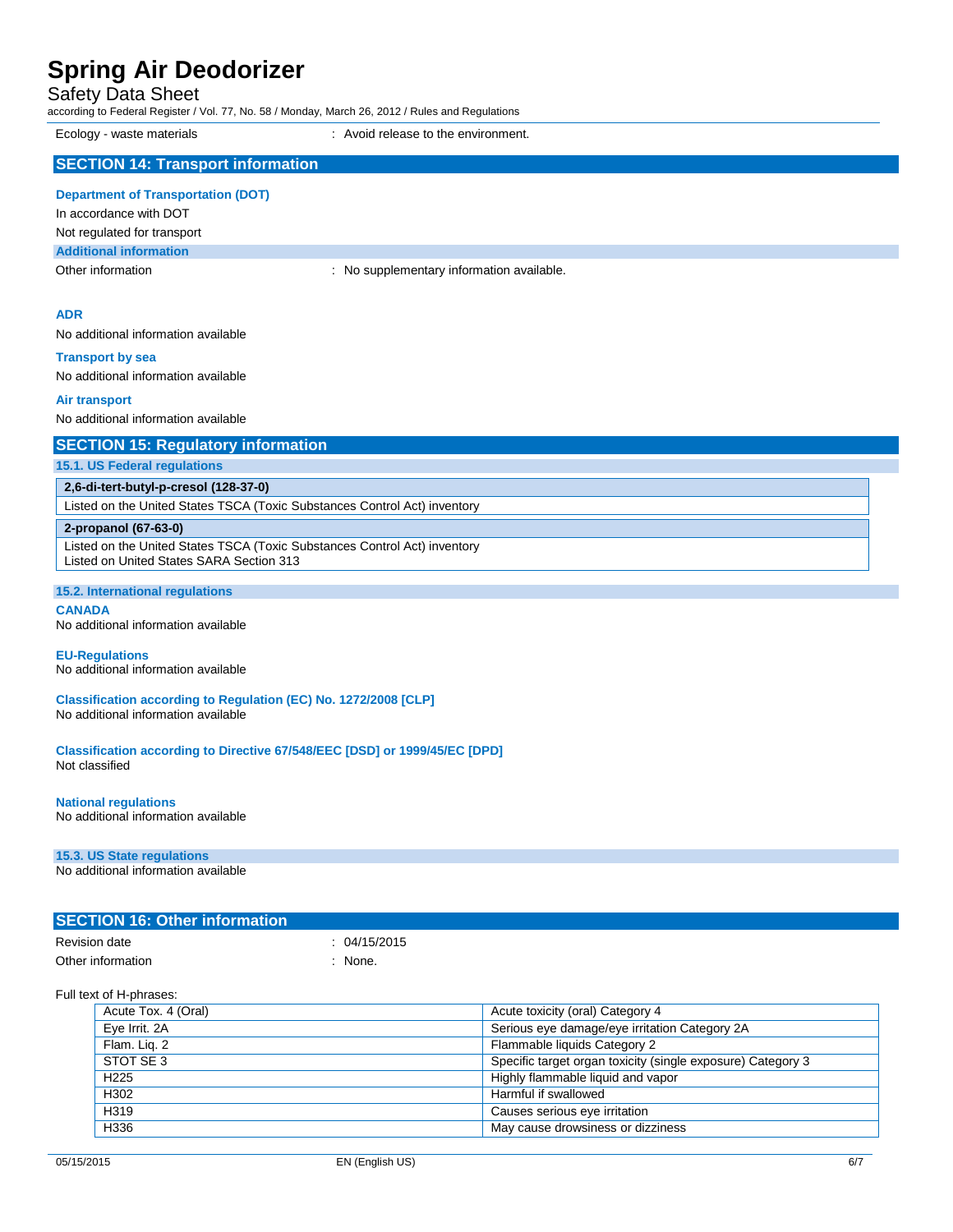Ecology - waste materials : Avoid release to the environment.

## SECTION 14: Transport information

### Department of Transportation (DOT)

In accordance with DOT

Not regulated for transport

#### Additional information

Other information : No supplementary information available.

### ADR

No additional information available

### Transport by sea

No additional information available

### Air transport

No additional information available

## SECTION 15: Regulatory information

### 15.1. US Federal regulations

| **2,6-di-tert-butyl-p-cresol (128-37-0)** |
|---|
| Listed on the United States TSCA (Toxic Substances Control Act) inventory |

| **2-propanol (67-63-0)** |
|---|
| Listed on the United States TSCA (Toxic Substances Control Act) inventory<br>Listed on United States SARA Section 313 |

### 15.2. International regulations

#### CANADA

No additional information available

#### EU-Regulations

No additional information available

#### Classification according to Regulation (EC) No. 1272/2008 [CLP]

No additional information available

#### Classification according to Directive 67/548/EEC [DSD] or 1999/45/EC [DPD]

Not classified

#### National regulations

No additional information available

### 15.3. US State regulations

No additional information available

## SECTION 16: Other information

Revision date : 04/15/2015

Other information : None.

Full text of H-phrases:

| | |
|---|---|
| Acute Tox. 4 (Oral) | Acute toxicity (oral) Category 4 |
| Eye Irrit. 2A | Serious eye damage/eye irritation Category 2A |
| Flam. Liq. 2 | Flammable liquids Category 2 |
| STOT SE 3 | Specific target organ toxicity (single exposure) Category 3 |
| H225 | Highly flammable liquid and vapor |
| H302 | Harmful if swallowed |
| H319 | Causes serious eye irritation |
| H336 | May cause drowsiness or dizziness |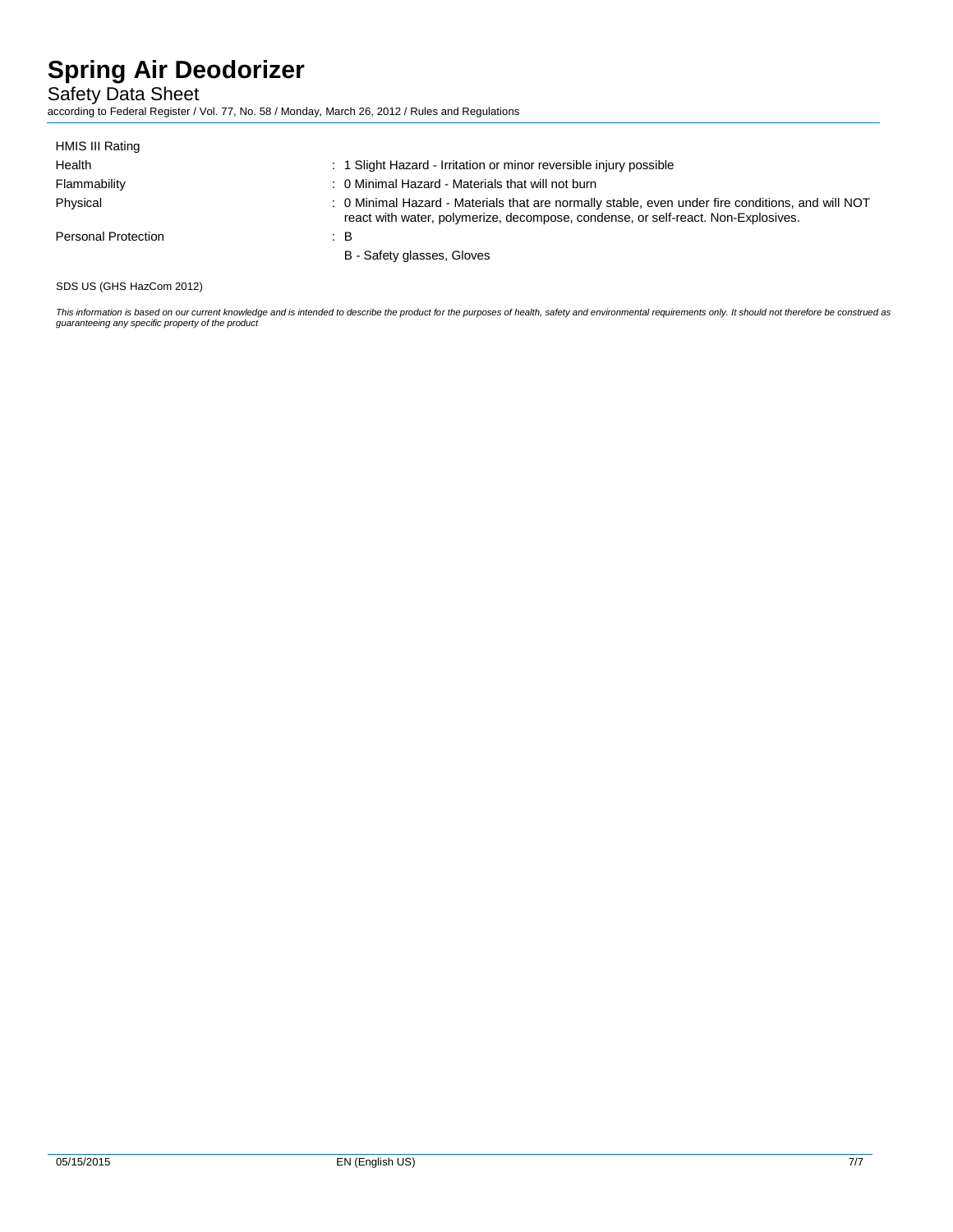HMIS III Rating

| | |
|---|---|
| Health | : 1 Slight Hazard - Irritation or minor reversible injury possible |
| Flammability | : 0 Minimal Hazard - Materials that will not burn |
| Physical | : 0 Minimal Hazard - Materials that are normally stable, even under fire conditions, and will NOT react with water, polymerize, decompose, condense, or self-react. Non-Explosives. |
| Personal Protection | : B<br>B - Safety glasses, Gloves |

SDS US (GHS HazCom 2012)

*This information is based on our current knowledge and is intended to describe the product for the purposes of health, safety and environmental requirements only. It should not therefore be construed as guaranteeing any specific property of the product*